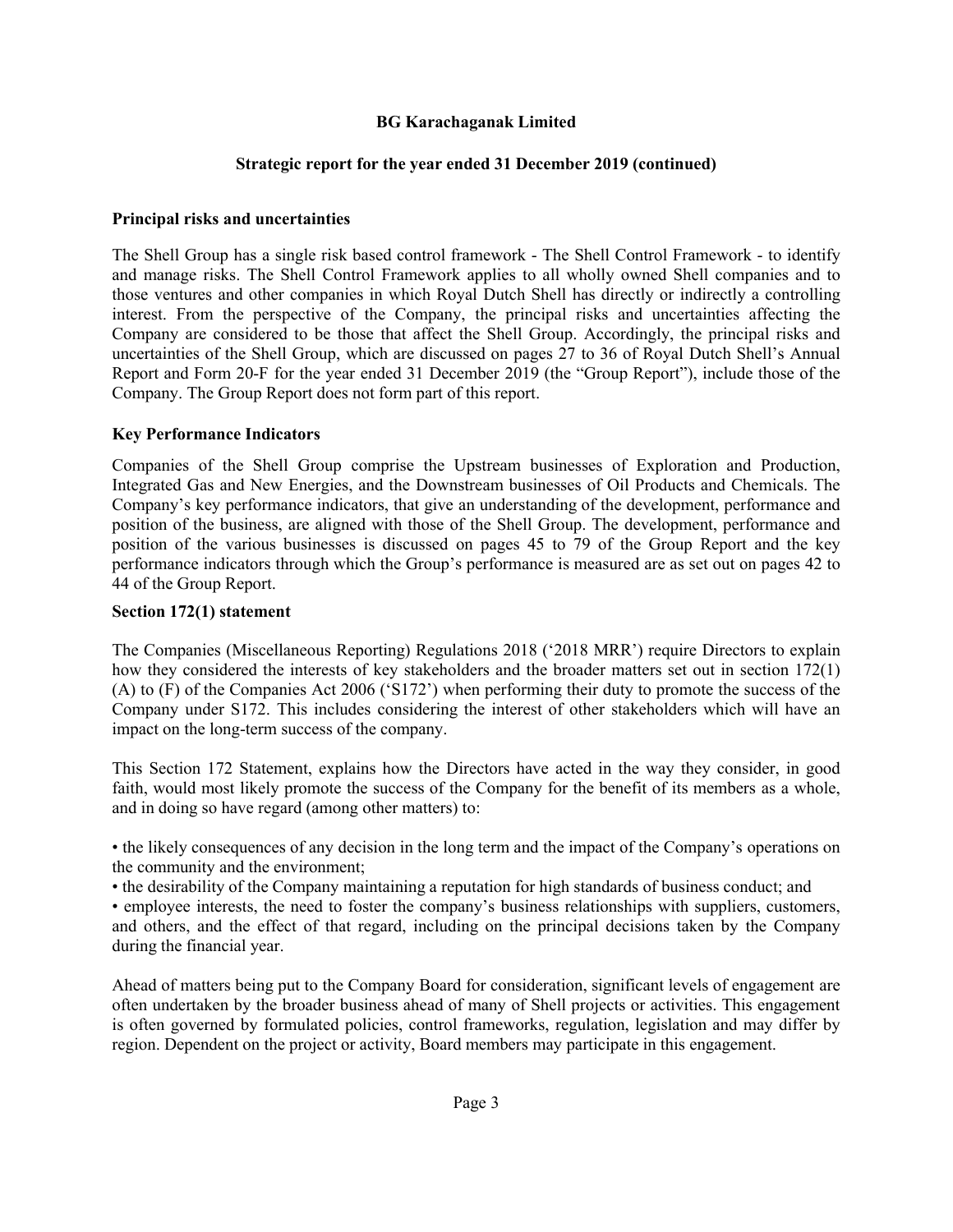**BG Karachaganak Limited**

**Strategic report for the year ended 31 December 2019 (continued)**

## Principal risks and uncertainties

The Shell Group has a single risk based control framework - The Shell Control Framework - to identify and manage risks. The Shell Control Framework applies to all wholly owned Shell companies and to those ventures and other companies in which Royal Dutch Shell has directly or indirectly a controlling interest. From the perspective of the Company, the principal risks and uncertainties affecting the Company are considered to be those that affect the Shell Group. Accordingly, the principal risks and uncertainties of the Shell Group, which are discussed on pages 27 to 36 of Royal Dutch Shell's Annual Report and Form 20-F for the year ended 31 December 2019 (the "Group Report"), include those of the Company. The Group Report does not form part of this report.

## Key Performance Indicators

Companies of the Shell Group comprise the Upstream businesses of Exploration and Production, Integrated Gas and New Energies, and the Downstream businesses of Oil Products and Chemicals. The Company's key performance indicators, that give an understanding of the development, performance and position of the business, are aligned with those of the Shell Group. The development, performance and position of the various businesses is discussed on pages 45 to 79 of the Group Report and the key performance indicators through which the Group's performance is measured are as set out on pages 42 to 44 of the Group Report.

## Section 172(1) statement

The Companies (Miscellaneous Reporting) Regulations 2018 ('2018 MRR') require Directors to explain how they considered the interests of key stakeholders and the broader matters set out in section 172(1) (A) to (F) of the Companies Act 2006 ('S172') when performing their duty to promote the success of the Company under S172. This includes considering the interest of other stakeholders which will have an impact on the long-term success of the company.

This Section 172 Statement, explains how the Directors have acted in the way they consider, in good faith, would most likely promote the success of the Company for the benefit of its members as a whole, and in doing so have regard (among other matters) to:

- the likely consequences of any decision in the long term and the impact of the Company's operations on the community and the environment;
- the desirability of the Company maintaining a reputation for high standards of business conduct; and
- employee interests, the need to foster the company's business relationships with suppliers, customers, and others, and the effect of that regard, including on the principal decisions taken by the Company during the financial year.

Ahead of matters being put to the Company Board for consideration, significant levels of engagement are often undertaken by the broader business ahead of many of Shell projects or activities. This engagement is often governed by formulated policies, control frameworks, regulation, legislation and may differ by region. Dependent on the project or activity, Board members may participate in this engagement.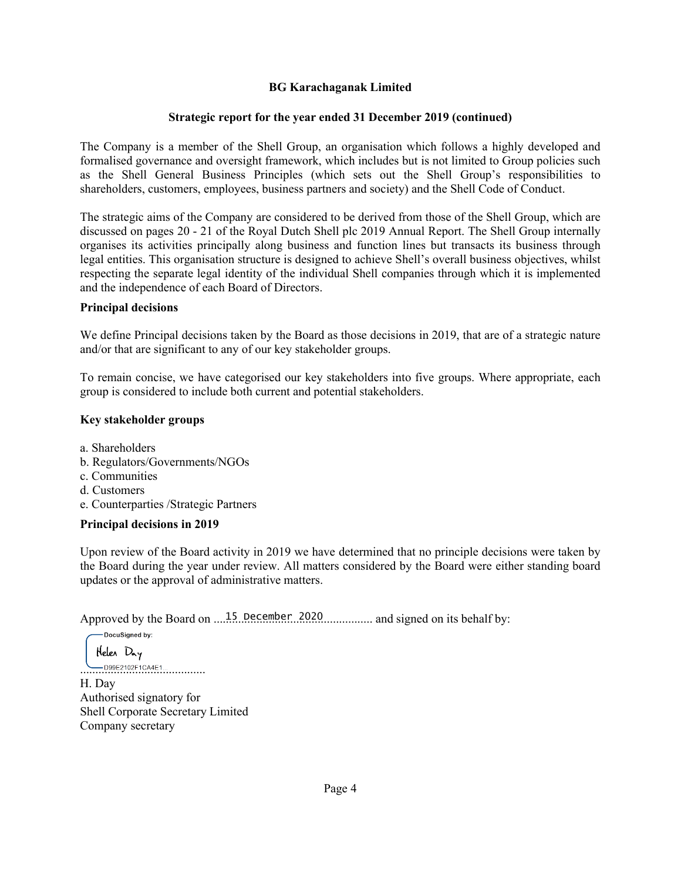**BG Karachaganak Limited**

**Strategic report for the year ended 31 December 2019 (continued)**

The Company is a member of the Shell Group, an organisation which follows a highly developed and formalised governance and oversight framework, which includes but is not limited to Group policies such as the Shell General Business Principles (which sets out the Shell Group's responsibilities to shareholders, customers, employees, business partners and society) and the Shell Code of Conduct.

The strategic aims of the Company are considered to be derived from those of the Shell Group, which are discussed on pages 20 - 21 of the Royal Dutch Shell plc 2019 Annual Report. The Shell Group internally organises its activities principally along business and function lines but transacts its business through legal entities. This organisation structure is designed to achieve Shell's overall business objectives, whilst respecting the separate legal identity of the individual Shell companies through which it is implemented and the independence of each Board of Directors.

**Principal decisions**

We define Principal decisions taken by the Board as those decisions in 2019, that are of a strategic nature and/or that are significant to any of our key stakeholder groups.

To remain concise, we have categorised our key stakeholders into five groups. Where appropriate, each group is considered to include both current and potential stakeholders.

**Key stakeholder groups**

a. Shareholders
b. Regulators/Governments/NGOs
c. Communities
d. Customers
e. Counterparties /Strategic Partners

**Principal decisions in 2019**

Upon review of the Board activity in 2019 we have determined that no principle decisions were taken by the Board during the year under review. All matters considered by the Board were either standing board updates or the approval of administrative matters.

Approved by the Board on 15 December 2020 and signed on its behalf by:

DocuSigned by:
Helen Day
D99E2102F1CA4E1

H. Day
Authorised signatory for
Shell Corporate Secretary Limited
Company secretary